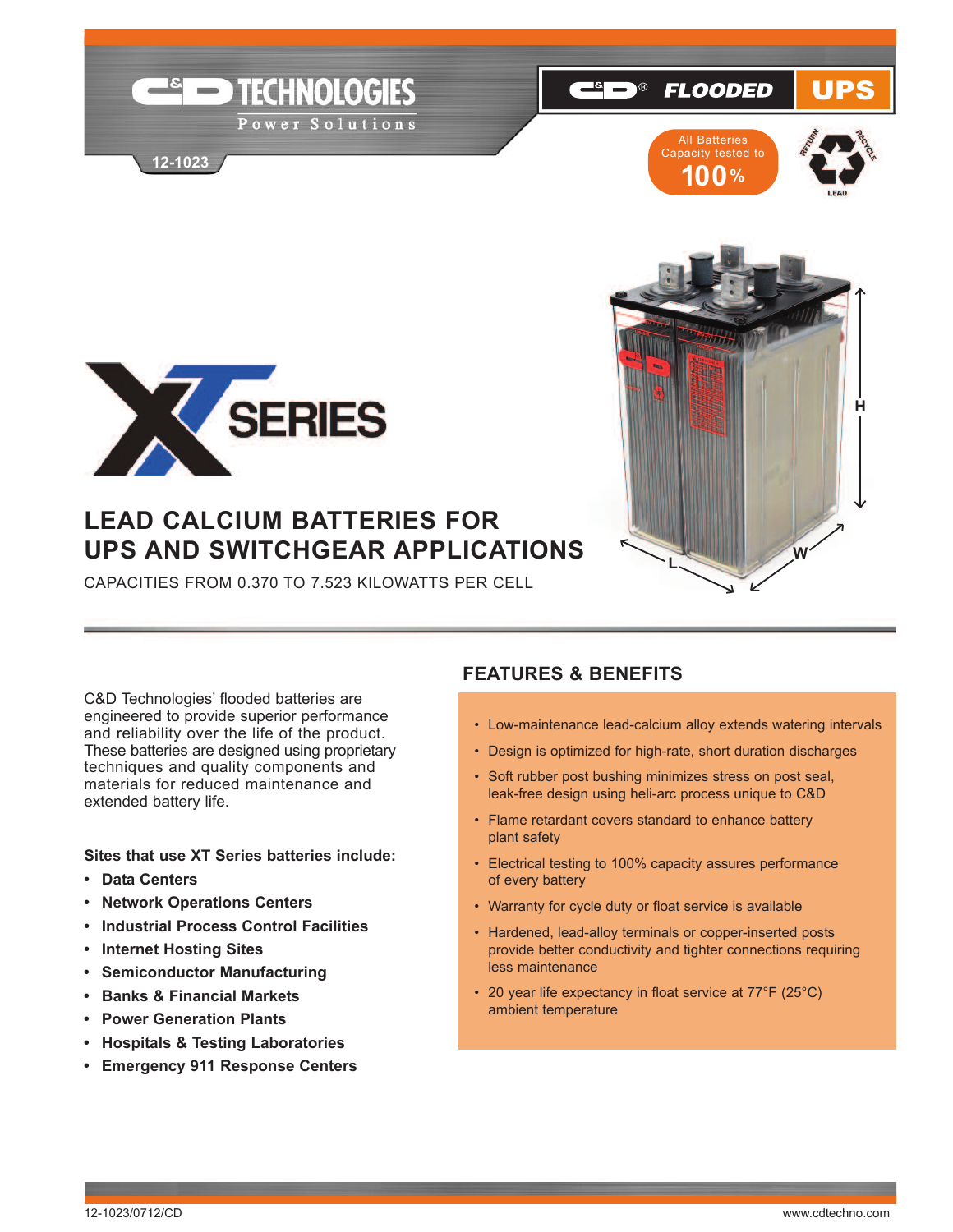C&D TECHNOLOGIES
Power Solutions

12-1023

C&D® FLOODED UPS

All Batteries Capacity tested to 100%

# XT SERIES

## LEAD CALCIUM BATTERIES FOR UPS AND SWITCHGEAR APPLICATIONS

CAPACITIES FROM 0.370 TO 7.523 KILOWATTS PER CELL

C&D Technologies' flooded batteries are engineered to provide superior performance and reliability over the life of the product. These batteries are designed using proprietary techniques and quality components and materials for reduced maintenance and extended battery life.

**Sites that use XT Series batteries include:**

- **Data Centers**
- **Network Operations Centers**
- **Industrial Process Control Facilities**
- **Internet Hosting Sites**
- **Semiconductor Manufacturing**
- **Banks & Financial Markets**
- **Power Generation Plants**
- **Hospitals & Testing Laboratories**
- **Emergency 911 Response Centers**

## FEATURES & BENEFITS

- Low-maintenance lead-calcium alloy extends watering intervals
- Design is optimized for high-rate, short duration discharges
- Soft rubber post bushing minimizes stress on post seal, leak-free design using heli-arc process unique to C&D
- Flame retardant covers standard to enhance battery plant safety
- Electrical testing to 100% capacity assures performance of every battery
- Warranty for cycle duty or float service is available
- Hardened, lead-alloy terminals or copper-inserted posts provide better conductivity and tighter connections requiring less maintenance
- 20 year life expectancy in float service at 77°F (25°C) ambient temperature

12-1023/0712/CD www.cdtechno.com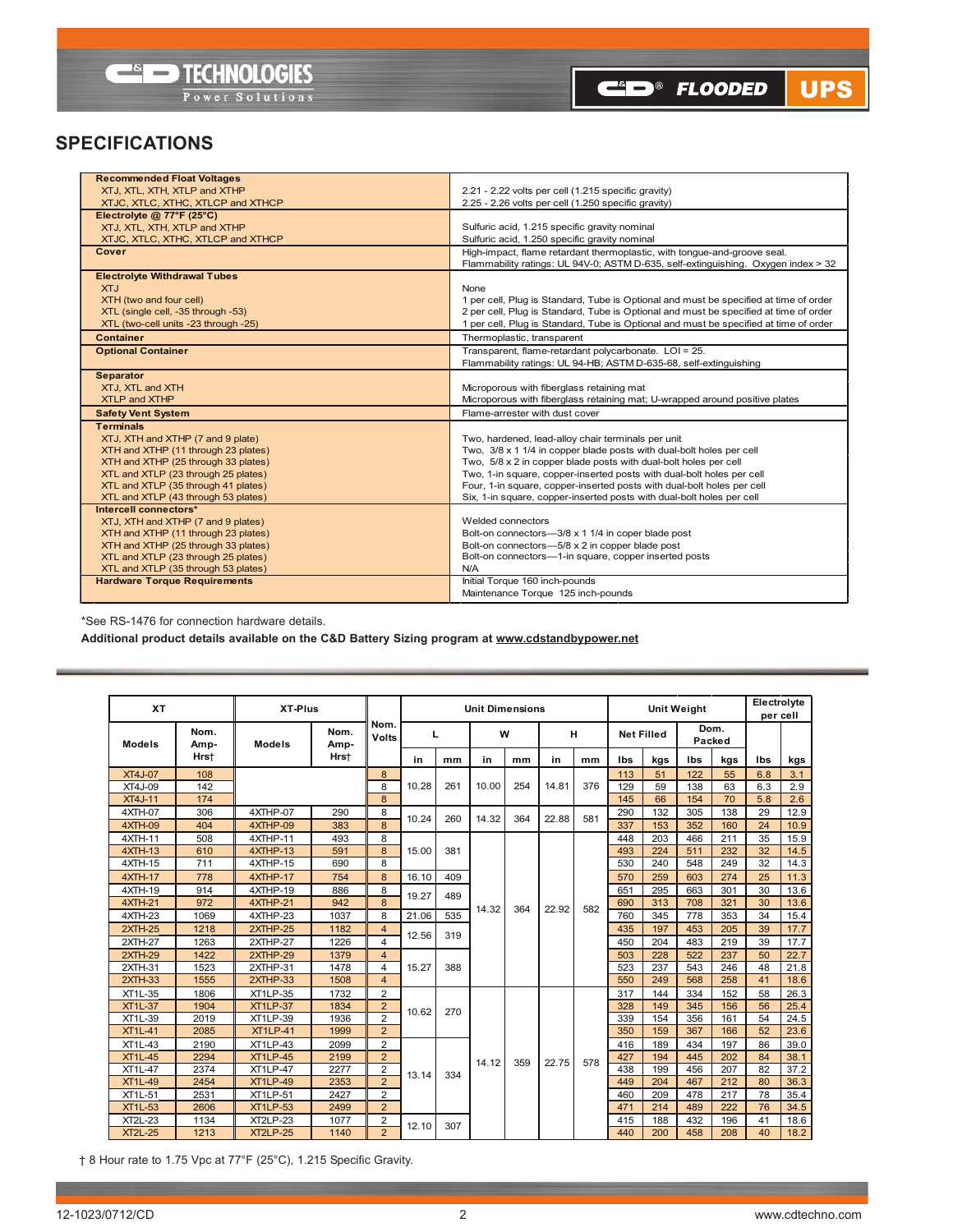## SPECIFICATIONS

| | |
|---|---|
| **Recommended Float Voltages** | |
| XTJ, XTL, XTH, XTLP and XTHP | 2.21 - 2.22 volts per cell (1.215 specific gravity) |
| XTJC, XTLC, XTHC, XTLCP and XTHCP | 2.25 - 2.26 volts per cell (1.250 specific gravity) |
| **Electrolyte @ 77°F (25°C)** | |
| XTJ, XTL, XTH, XTLP and XTHP | Sulfuric acid, 1.215 specific gravity nominal |
| XTJC, XTLC, XTHC, XTLCP and XTHCP | Sulfuric acid, 1.250 specific gravity nominal |
| **Cover** | High-impact, flame retardant thermoplastic, with tongue-and-groove seal. Flammability ratings: UL 94V-0; ASTM D-635, self-extinguishing. Oxygen index > 32 |
| **Electrolyte Withdrawal Tubes** | |
| XTJ | None |
| XTH (two and four cell) | 1 per cell, Plug is Standard, Tube is Optional and must be specified at time of order |
| XTL (single cell, -35 through -53) | 2 per cell, Plug is Standard, Tube is Optional and must be specified at time of order |
| XTL (two-cell units -23 through -25) | 1 per cell, Plug is Standard, Tube is Optional and must be specified at time of order |
| **Container** | Thermoplastic, transparent |
| **Optional Container** | Transparent, flame-retardant polycarbonate. LOI = 25. Flammability ratings: UL 94-HB; ASTM D-635-68, self-extinguishing |
| **Separator** | |
| XTJ, XTL and XTH | Microporous with fiberglass retaining mat |
| XTLP and XTHP | Microporous with fiberglass retaining mat; U-wrapped around positive plates |
| **Safety Vent System** | Flame-arrester with dust cover |
| **Terminals** | |
| XTJ, XTH and XTHP (7 and 9 plate) | Two, hardened, lead-alloy chair terminals per unit |
| XTH and XTHP (11 through 23 plates) | Two, 3/8 x 1 1/4 in copper blade posts with dual-bolt holes per cell |
| XTH and XTHP (25 through 33 plates) | Two, 5/8 x 2 in copper blade posts with dual-bolt holes per cell |
| XTL and XTLP (23 through 25 plates) | Two, 1-in square, copper-inserted posts with dual-bolt holes per cell |
| XTL and XTLP (35 through 41 plates) | Four, 1-in square, copper-inserted posts with dual-bolt holes per cell |
| XTL and XTLP (43 through 53 plates) | Six, 1-in square, copper-inserted posts with dual-bolt holes per cell |
| **Intercell connectors*** | |
| XTJ, XTH and XTHP (7 and 9 plates) | Welded connectors |
| XTH and XTHP (11 through 23 plates) | Bolt-on connectors—3/8 x 1 1/4 in coper blade post |
| XTH and XTHP (25 through 33 plates) | Bolt-on connectors—5/8 x 2 in copper blade post |
| XTL and XTLP (23 through 25 plates) | Bolt-on connectors—1-in square, copper inserted posts |
| XTL and XTLP (35 through 53 plates) | N/A |
| **Hardware Torque Requirements** | Initial Torque 160 inch-pounds<br>Maintenance Torque 125 inch-pounds |

*See RS-1476 for connection hardware details.

**Additional product details available on the C&D Battery Sizing program at www.cdstandbypower.net**

| XT | | XT-Plus | | Nom. Volts | Unit Dimensions | | | | | | Unit Weight | | | | Electrolyte per cell | |
|---|---|---|---|---|---|---|---|---|---|---|---|---|---|---|---|---|
| | | | | | L | | W | | H | | Net Filled | | Dom. Packed | | | |
| Models | Nom. Amp-Hrs† | Models | Nom. Amp-Hrs† | | in | mm | in | mm | in | mm | lbs | kgs | lbs | kgs | lbs | kgs |
| XT4J-07 | 108 | | | 8 | 10.28 | 261 | 10.00 | 254 | 14.81 | 376 | 113 | 51 | 122 | 55 | 6.8 | 3.1 |
| XT4J-09 | 142 | | | 8 | | | | | | | 129 | 59 | 138 | 63 | 6.3 | 2.9 |
| XT4J-11 | 174 | | | 8 | | | | | | | 145 | 66 | 154 | 70 | 5.8 | 2.6 |
| 4XTH-07 | 306 | 4XTHP-07 | 290 | 8 | 10.24 | 260 | 14.32 | 364 | 22.88 | 581 | 290 | 132 | 305 | 138 | 29 | 12.9 |
| 4XTH-09 | 404 | 4XTHP-09 | 383 | 8 | | | | | | | 337 | 153 | 352 | 160 | 24 | 10.9 |
| 4XTH-11 | 508 | 4XTHP-11 | 493 | 8 | 15.00 | 381 | 14.32 | 364 | 22.92 | 582 | 448 | 203 | 466 | 211 | 35 | 15.9 |
| 4XTH-13 | 610 | 4XTHP-13 | 591 | 8 | | | | | | | 493 | 224 | 511 | 232 | 32 | 14.5 |
| 4XTH-15 | 711 | 4XTHP-15 | 690 | 8 | | | | | | | 530 | 240 | 548 | 249 | 32 | 14.3 |
| 4XTH-17 | 778 | 4XTHP-17 | 754 | 8 | 16.10 | 409 | | | | | 570 | 259 | 603 | 274 | 25 | 11.3 |
| 4XTH-19 | 914 | 4XTHP-19 | 886 | 8 | 19.27 | 489 | | | | | 651 | 295 | 663 | 301 | 30 | 13.6 |
| 4XTH-21 | 972 | 4XTHP-21 | 942 | 8 | | | | | | | 690 | 313 | 708 | 321 | 30 | 13.6 |
| 4XTH-23 | 1069 | 4XTHP-23 | 1037 | 8 | 21.06 | 535 | | | | | 760 | 345 | 778 | 353 | 34 | 15.4 |
| 2XTH-25 | 1218 | 2XTHP-25 | 1182 | 4 | 12.56 | 319 | | | | | 435 | 197 | 453 | 205 | 39 | 17.7 |
| 2XTH-27 | 1263 | 2XTHP-27 | 1226 | 4 | | | | | | | 450 | 204 | 483 | 219 | 39 | 17.7 |
| 2XTH-29 | 1422 | 2XTHP-29 | 1379 | 4 | 15.27 | 388 | | | | | 503 | 228 | 522 | 237 | 50 | 22.7 |
| 2XTH-31 | 1523 | 2XTHP-31 | 1478 | 4 | | | | | | | 523 | 237 | 543 | 246 | 48 | 21.8 |
| 2XTH-33 | 1555 | 2XTHP-33 | 1508 | 4 | | | | | | | 550 | 249 | 568 | 258 | 41 | 18.6 |
| XT1L-35 | 1806 | XT1LP-35 | 1732 | 2 | 10.62 | 270 | 14.12 | 359 | 22.75 | 578 | 317 | 144 | 334 | 152 | 58 | 26.3 |
| XT1L-37 | 1904 | XT1LP-37 | 1834 | 2 | | | | | | | 328 | 149 | 345 | 156 | 56 | 25.4 |
| XT1L-39 | 2019 | XT1LP-39 | 1936 | 2 | | | | | | | 339 | 154 | 356 | 161 | 54 | 24.5 |
| XT1L-41 | 2085 | XT1LP-41 | 1999 | 2 | | | | | | | 350 | 159 | 367 | 166 | 52 | 23.6 |
| XT1L-43 | 2190 | XT1LP-43 | 2099 | 2 | 13.14 | 334 | | | | | 416 | 189 | 434 | 197 | 86 | 39.0 |
| XT1L-45 | 2294 | XT1LP-45 | 2199 | 2 | | | | | | | 427 | 194 | 445 | 202 | 84 | 38.1 |
| XT1L-47 | 2374 | XT1LP-47 | 2277 | 2 | | | | | | | 438 | 199 | 456 | 207 | 82 | 37.2 |
| XT1L-49 | 2454 | XT1LP-49 | 2353 | 2 | | | | | | | 449 | 204 | 467 | 212 | 80 | 36.3 |
| XT1L-51 | 2531 | XT1LP-51 | 2427 | 2 | | | | | | | 460 | 209 | 478 | 217 | 78 | 35.4 |
| XT1L-53 | 2606 | XT1LP-53 | 2499 | 2 | | | | | | | 471 | 214 | 489 | 222 | 76 | 34.5 |
| XT2L-23 | 1134 | XT2LP-23 | 1077 | 2 | 12.10 | 307 | | | | | 415 | 188 | 432 | 196 | 41 | 18.6 |
| XT2L-25 | 1213 | XT2LP-25 | 1140 | 2 | | | | | | | 440 | 200 | 458 | 208 | 40 | 18.2 |

† 8 Hour rate to 1.75 Vpc at 77°F (25°C), 1.215 Specific Gravity.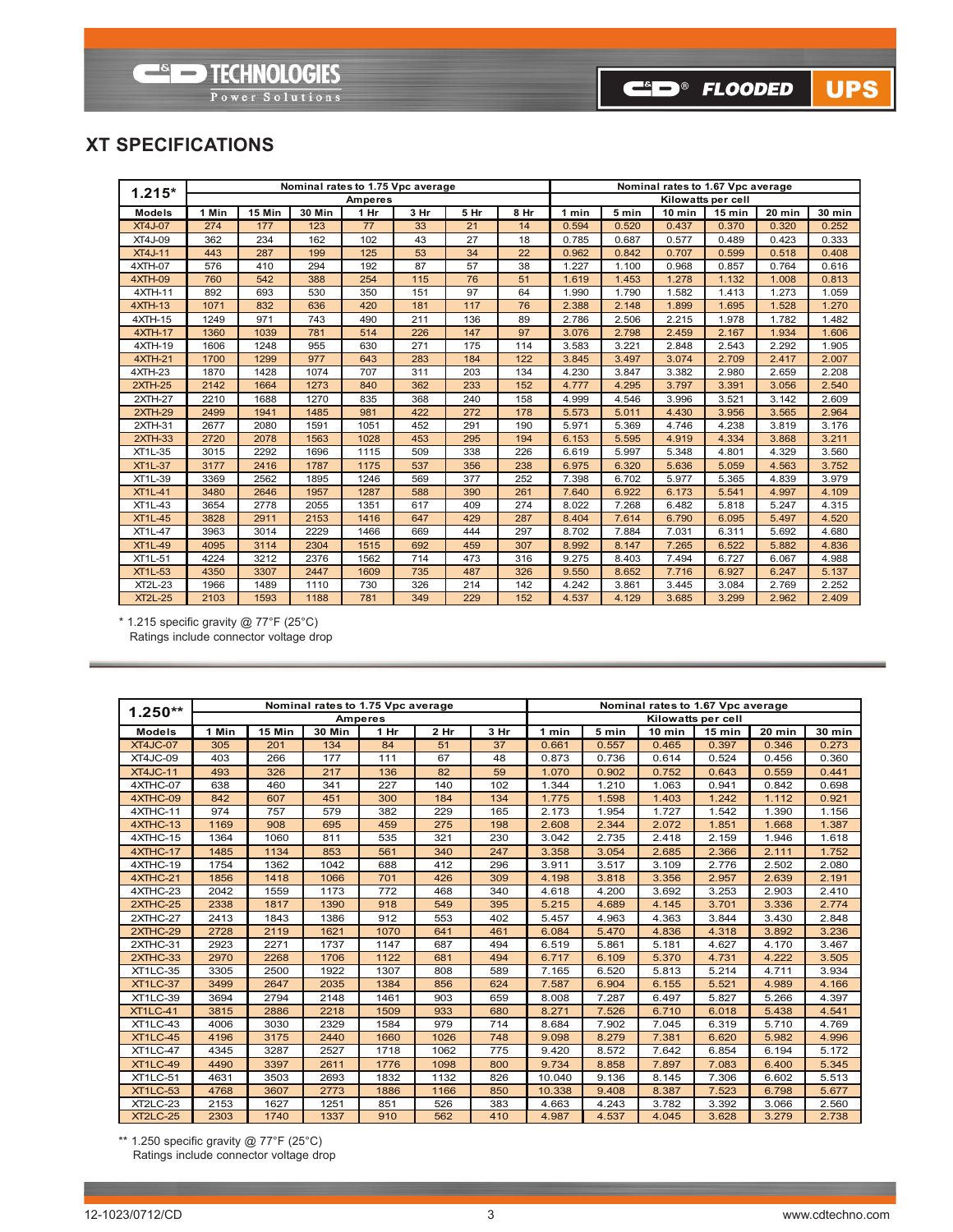## XT SPECIFICATIONS

| 1.215* | Nominal rates to 1.75 Vpc average | | | | | | | Nominal rates to 1.67 Vpc average | | | | | |
|---|---|---|---|---|---|---|---|---|---|---|---|---|---|
| | Amperes | | | | | | | Kilowatts per cell | | | | | |
| Models | 1 Min | 15 Min | 30 Min | 1 Hr | 3 Hr | 5 Hr | 8 Hr | 1 min | 5 min | 10 min | 15 min | 20 min | 30 min |
| XT4J-07 | 274 | 177 | 123 | 77 | 33 | 21 | 14 | 0.594 | 0.520 | 0.437 | 0.370 | 0.320 | 0.252 |
| XT4J-09 | 362 | 234 | 162 | 102 | 43 | 27 | 18 | 0.785 | 0.687 | 0.577 | 0.489 | 0.423 | 0.333 |
| XT4J-11 | 443 | 287 | 199 | 125 | 53 | 34 | 22 | 0.962 | 0.842 | 0.707 | 0.599 | 0.518 | 0.408 |
| 4XTH-07 | 576 | 410 | 294 | 192 | 87 | 57 | 38 | 1.227 | 1.100 | 0.968 | 0.857 | 0.764 | 0.616 |
| 4XTH-09 | 760 | 542 | 388 | 254 | 115 | 76 | 51 | 1.619 | 1.453 | 1.278 | 1.132 | 1.008 | 0.813 |
| 4XTH-11 | 892 | 693 | 530 | 350 | 151 | 97 | 64 | 1.990 | 1.790 | 1.582 | 1.413 | 1.273 | 1.059 |
| 4XTH-13 | 1071 | 832 | 636 | 420 | 181 | 117 | 76 | 2.388 | 2.148 | 1.899 | 1.695 | 1.528 | 1.270 |
| 4XTH-15 | 1249 | 971 | 743 | 490 | 211 | 136 | 89 | 2.786 | 2.506 | 2.215 | 1.978 | 1.782 | 1.482 |
| 4XTH-17 | 1360 | 1039 | 781 | 514 | 226 | 147 | 97 | 3.076 | 2.798 | 2.459 | 2.167 | 1.934 | 1.606 |
| 4XTH-19 | 1606 | 1248 | 955 | 630 | 271 | 175 | 114 | 3.583 | 3.221 | 2.848 | 2.543 | 2.292 | 1.905 |
| 4XTH-21 | 1700 | 1299 | 977 | 643 | 283 | 184 | 122 | 3.845 | 3.497 | 3.074 | 2.709 | 2.417 | 2.007 |
| 4XTH-23 | 1870 | 1428 | 1074 | 707 | 311 | 203 | 134 | 4.230 | 3.847 | 3.382 | 2.980 | 2.659 | 2.208 |
| 2XTH-25 | 2142 | 1664 | 1273 | 840 | 362 | 233 | 152 | 4.777 | 4.295 | 3.797 | 3.391 | 3.056 | 2.540 |
| 2XTH-27 | 2210 | 1688 | 1270 | 835 | 368 | 240 | 158 | 4.999 | 4.546 | 3.996 | 3.521 | 3.142 | 2.609 |
| 2XTH-29 | 2499 | 1941 | 1485 | 981 | 422 | 272 | 178 | 5.573 | 5.011 | 4.430 | 3.956 | 3.565 | 2.964 |
| 2XTH-31 | 2677 | 2080 | 1591 | 1051 | 452 | 291 | 190 | 5.971 | 5.369 | 4.746 | 4.238 | 3.819 | 3.176 |
| 2XTH-33 | 2720 | 2078 | 1563 | 1028 | 453 | 295 | 194 | 6.153 | 5.595 | 4.919 | 4.334 | 3.868 | 3.211 |
| XT1L-35 | 3015 | 2292 | 1696 | 1115 | 509 | 338 | 226 | 6.619 | 5.997 | 5.348 | 4.801 | 4.329 | 3.560 |
| XT1L-37 | 3177 | 2416 | 1787 | 1175 | 537 | 356 | 238 | 6.975 | 6.320 | 5.636 | 5.059 | 4.563 | 3.752 |
| XT1L-39 | 3369 | 2562 | 1895 | 1246 | 569 | 377 | 252 | 7.398 | 6.702 | 5.977 | 5.365 | 4.839 | 3.979 |
| XT1L-41 | 3480 | 2646 | 1957 | 1287 | 588 | 390 | 261 | 7.640 | 6.922 | 6.173 | 5.541 | 4.997 | 4.109 |
| XT1L-43 | 3654 | 2778 | 2055 | 1351 | 617 | 409 | 274 | 8.022 | 7.268 | 6.482 | 5.818 | 5.247 | 4.315 |
| XT1L-45 | 3828 | 2911 | 2153 | 1416 | 647 | 429 | 287 | 8.404 | 7.614 | 6.790 | 6.095 | 5.497 | 4.520 |
| XT1L-47 | 3963 | 3014 | 2229 | 1466 | 669 | 444 | 297 | 8.702 | 7.884 | 7.031 | 6.311 | 5.692 | 4.680 |
| XT1L-49 | 4095 | 3114 | 2304 | 1515 | 692 | 459 | 307 | 8.992 | 8.147 | 7.265 | 6.522 | 5.882 | 4.836 |
| XT1L-51 | 4224 | 3212 | 2376 | 1562 | 714 | 473 | 316 | 9.275 | 8.403 | 7.494 | 6.727 | 6.067 | 4.988 |
| XT1L-53 | 4350 | 3307 | 2447 | 1609 | 735 | 487 | 326 | 9.550 | 8.652 | 7.716 | 6.927 | 6.247 | 5.137 |
| XT2L-23 | 1966 | 1489 | 1110 | 730 | 326 | 214 | 142 | 4.242 | 3.861 | 3.445 | 3.084 | 2.769 | 2.252 |
| XT2L-25 | 2103 | 1593 | 1188 | 781 | 349 | 229 | 152 | 4.537 | 4.129 | 3.685 | 3.299 | 2.962 | 2.409 |

\* 1.215 specific gravity @ 77°F (25°C)
Ratings include connector voltage drop

| 1.250** | Nominal rates to 1.75 Vpc average | | | | | | Nominal rates to 1.67 Vpc average | | | | | |
|---|---|---|---|---|---|---|---|---|---|---|---|---|
| | Amperes | | | | | | Kilowatts per cell | | | | | |
| Models | 1 Min | 15 Min | 30 Min | 1 Hr | 2 Hr | 3 Hr | 1 min | 5 min | 10 min | 15 min | 20 min | 30 min |
| XT4JC-07 | 305 | 201 | 134 | 84 | 51 | 37 | 0.661 | 0.557 | 0.465 | 0.397 | 0.346 | 0.273 |
| XT4JC-09 | 403 | 266 | 177 | 111 | 67 | 48 | 0.873 | 0.736 | 0.614 | 0.524 | 0.456 | 0.360 |
| XT4JC-11 | 493 | 326 | 217 | 136 | 82 | 59 | 1.070 | 0.902 | 0.752 | 0.643 | 0.559 | 0.441 |
| 4XTHC-07 | 638 | 460 | 341 | 227 | 140 | 102 | 1.344 | 1.210 | 1.063 | 0.941 | 0.842 | 0.698 |
| 4XTHC-09 | 842 | 607 | 451 | 300 | 184 | 134 | 1.775 | 1.598 | 1.403 | 1.242 | 1.112 | 0.921 |
| 4XTHC-11 | 974 | 757 | 579 | 382 | 229 | 165 | 2.173 | 1.954 | 1.727 | 1.542 | 1.390 | 1.156 |
| 4XTHC-13 | 1169 | 908 | 695 | 459 | 275 | 198 | 2.608 | 2.344 | 2.072 | 1.851 | 1.668 | 1.387 |
| 4XTHC-15 | 1364 | 1060 | 811 | 535 | 321 | 230 | 3.042 | 2.735 | 2.418 | 2.159 | 1.946 | 1.618 |
| 4XTHC-17 | 1485 | 1134 | 853 | 561 | 340 | 247 | 3.358 | 3.054 | 2.685 | 2.366 | 2.111 | 1.752 |
| 4XTHC-19 | 1754 | 1362 | 1042 | 688 | 412 | 296 | 3.911 | 3.517 | 3.109 | 2.776 | 2.502 | 2.080 |
| 4XTHC-21 | 1856 | 1418 | 1066 | 701 | 426 | 309 | 4.198 | 3.818 | 3.356 | 2.957 | 2.639 | 2.191 |
| 4XTHC-23 | 2042 | 1559 | 1173 | 772 | 468 | 340 | 4.618 | 4.200 | 3.692 | 3.253 | 2.903 | 2.410 |
| 2XTHC-25 | 2338 | 1817 | 1390 | 918 | 549 | 395 | 5.215 | 4.689 | 4.145 | 3.701 | 3.336 | 2.774 |
| 2XTHC-27 | 2413 | 1843 | 1386 | 912 | 553 | 402 | 5.457 | 4.963 | 4.363 | 3.844 | 3.430 | 2.848 |
| 2XTHC-29 | 2728 | 2119 | 1621 | 1070 | 641 | 461 | 6.084 | 5.470 | 4.836 | 4.318 | 3.892 | 3.236 |
| 2XTHC-31 | 2923 | 2271 | 1737 | 1147 | 687 | 494 | 6.519 | 5.861 | 5.181 | 4.627 | 4.170 | 3.467 |
| 2XTHC-33 | 2970 | 2268 | 1706 | 1122 | 681 | 494 | 6.717 | 6.109 | 5.370 | 4.731 | 4.222 | 3.505 |
| XT1LC-35 | 3305 | 2500 | 1922 | 1307 | 808 | 589 | 7.165 | 6.520 | 5.813 | 5.214 | 4.711 | 3.934 |
| XT1LC-37 | 3499 | 2647 | 2035 | 1384 | 856 | 624 | 7.587 | 6.904 | 6.155 | 5.521 | 4.989 | 4.166 |
| XT1LC-39 | 3694 | 2794 | 2148 | 1461 | 903 | 659 | 8.008 | 7.287 | 6.497 | 5.827 | 5.266 | 4.397 |
| XT1LC-41 | 3815 | 2886 | 2218 | 1509 | 933 | 680 | 8.271 | 7.526 | 6.710 | 6.018 | 5.438 | 4.541 |
| XT1LC-43 | 4006 | 3030 | 2329 | 1584 | 979 | 714 | 8.684 | 7.902 | 7.045 | 6.319 | 5.710 | 4.769 |
| XT1LC-45 | 4196 | 3175 | 2440 | 1660 | 1026 | 748 | 9.098 | 8.279 | 7.381 | 6.620 | 5.982 | 4.996 |
| XT1LC-47 | 4345 | 3287 | 2527 | 1718 | 1062 | 775 | 9.420 | 8.572 | 7.642 | 6.854 | 6.194 | 5.172 |
| XT1LC-49 | 4490 | 3397 | 2611 | 1776 | 1098 | 800 | 9.734 | 8.858 | 7.897 | 7.083 | 6.400 | 5.345 |
| XT1LC-51 | 4631 | 3503 | 2693 | 1832 | 1132 | 826 | 10.040 | 9.136 | 8.145 | 7.306 | 6.602 | 5.513 |
| XT1LC-53 | 4768 | 3607 | 2773 | 1886 | 1166 | 850 | 10.338 | 9.408 | 8.387 | 7.523 | 6.798 | 5.677 |
| XT2LC-23 | 2153 | 1627 | 1251 | 851 | 526 | 383 | 4.663 | 4.243 | 3.782 | 3.392 | 3.066 | 2.560 |
| XT2LC-25 | 2303 | 1740 | 1337 | 910 | 562 | 410 | 4.987 | 4.537 | 4.045 | 3.628 | 3.279 | 2.738 |

\*\* 1.250 specific gravity @ 77°F (25°C)
Ratings include connector voltage drop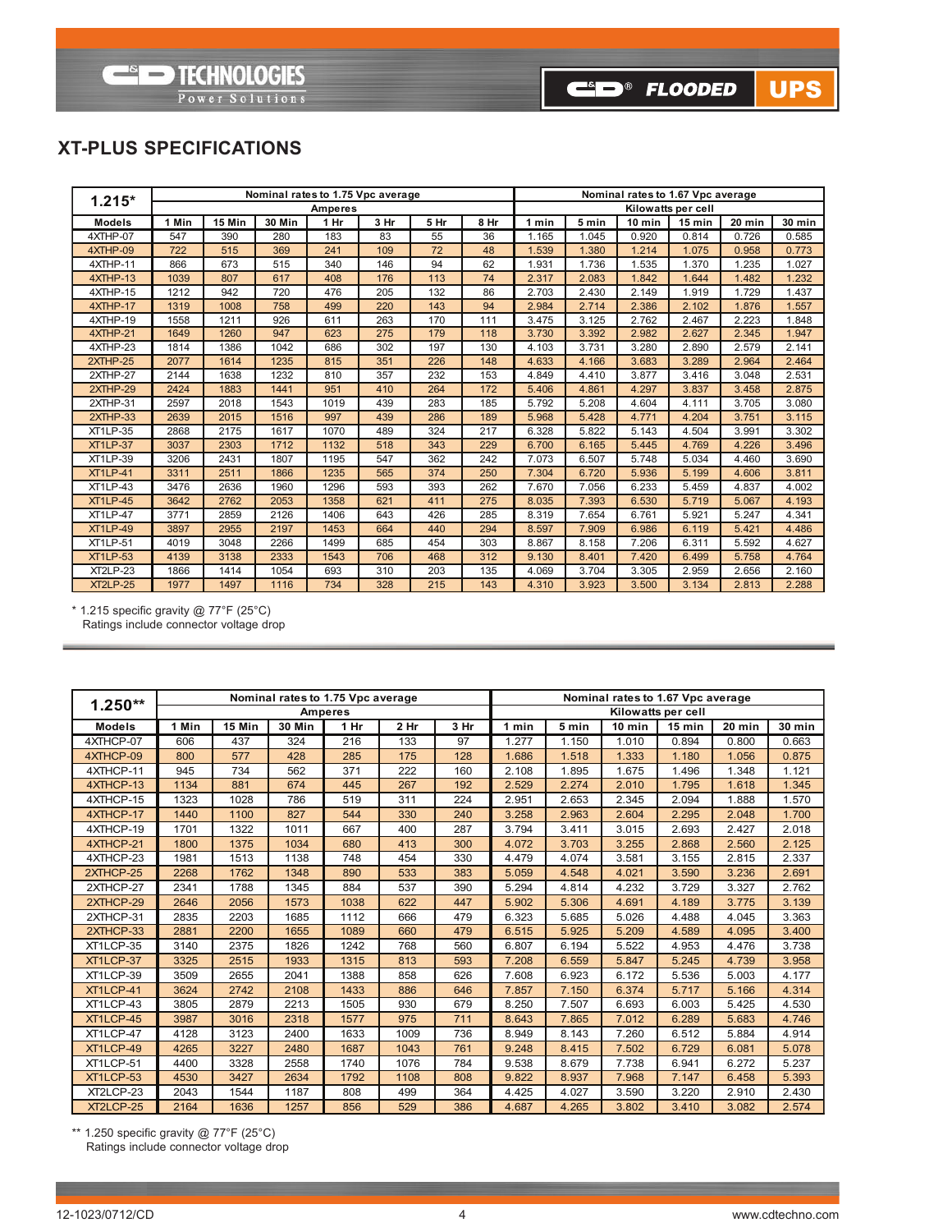## XT-PLUS SPECIFICATIONS

| 1.215* | Nominal rates to 1.75 Vpc average Amperes | | | | | | | Nominal rates to 1.67 Vpc average Kilowatts per cell | | | | | |
|---|---|---|---|---|---|---|---|---|---|---|---|---|---|
| Models | 1 Min | 15 Min | 30 Min | 1 Hr | 3 Hr | 5 Hr | 8 Hr | 1 min | 5 min | 10 min | 15 min | 20 min | 30 min |
| 4XTHP-07 | 547 | 390 | 280 | 183 | 83 | 55 | 36 | 1.165 | 1.045 | 0.920 | 0.814 | 0.726 | 0.585 |
| 4XTHP-09 | 722 | 515 | 369 | 241 | 109 | 72 | 48 | 1.539 | 1.380 | 1.214 | 1.075 | 0.958 | 0.773 |
| 4XTHP-11 | 866 | 673 | 515 | 340 | 146 | 94 | 62 | 1.931 | 1.736 | 1.535 | 1.370 | 1.235 | 1.027 |
| 4XTHP-13 | 1039 | 807 | 617 | 408 | 176 | 113 | 74 | 2.317 | 2.083 | 1.842 | 1.644 | 1.482 | 1.232 |
| 4XTHP-15 | 1212 | 942 | 720 | 476 | 205 | 132 | 86 | 2.703 | 2.430 | 2.149 | 1.919 | 1.729 | 1.437 |
| 4XTHP-17 | 1319 | 1008 | 758 | 499 | 220 | 143 | 94 | 2.984 | 2.714 | 2.386 | 2.102 | 1.876 | 1.557 |
| 4XTHP-19 | 1558 | 1211 | 926 | 611 | 263 | 170 | 111 | 3.475 | 3.125 | 2.762 | 2.467 | 2.223 | 1.848 |
| 4XTHP-21 | 1649 | 1260 | 947 | 623 | 275 | 179 | 118 | 3.730 | 3.392 | 2.982 | 2.627 | 2.345 | 1.947 |
| 4XTHP-23 | 1814 | 1386 | 1042 | 686 | 302 | 197 | 130 | 4.103 | 3.731 | 3.280 | 2.890 | 2.579 | 2.141 |
| 2XTHP-25 | 2077 | 1614 | 1235 | 815 | 351 | 226 | 148 | 4.633 | 4.166 | 3.683 | 3.289 | 2.964 | 2.464 |
| 2XTHP-27 | 2144 | 1638 | 1232 | 810 | 357 | 232 | 153 | 4.849 | 4.410 | 3.877 | 3.416 | 3.048 | 2.531 |
| 2XTHP-29 | 2424 | 1883 | 1441 | 951 | 410 | 264 | 172 | 5.406 | 4.861 | 4.297 | 3.837 | 3.458 | 2.875 |
| 2XTHP-31 | 2597 | 2018 | 1543 | 1019 | 439 | 283 | 185 | 5.792 | 5.208 | 4.604 | 4.111 | 3.705 | 3.080 |
| 2XTHP-33 | 2639 | 2015 | 1516 | 997 | 439 | 286 | 189 | 5.968 | 5.428 | 4.771 | 4.204 | 3.751 | 3.115 |
| XT1LP-35 | 2868 | 2175 | 1617 | 1070 | 489 | 324 | 217 | 6.328 | 5.822 | 5.143 | 4.504 | 3.991 | 3.302 |
| XT1LP-37 | 3037 | 2303 | 1712 | 1132 | 518 | 343 | 229 | 6.700 | 6.165 | 5.445 | 4.769 | 4.226 | 3.496 |
| XT1LP-39 | 3206 | 2431 | 1807 | 1195 | 547 | 362 | 242 | 7.073 | 6.507 | 5.748 | 5.034 | 4.460 | 3.690 |
| XT1LP-41 | 3311 | 2511 | 1866 | 1235 | 565 | 374 | 250 | 7.304 | 6.720 | 5.936 | 5.199 | 4.606 | 3.811 |
| XT1LP-43 | 3476 | 2636 | 1960 | 1296 | 593 | 393 | 262 | 7.670 | 7.056 | 6.233 | 5.459 | 4.837 | 4.002 |
| XT1LP-45 | 3642 | 2762 | 2053 | 1358 | 621 | 411 | 275 | 8.035 | 7.393 | 6.530 | 5.719 | 5.067 | 4.193 |
| XT1LP-47 | 3771 | 2859 | 2126 | 1406 | 643 | 426 | 285 | 8.319 | 7.654 | 6.761 | 5.921 | 5.247 | 4.341 |
| XT1LP-49 | 3897 | 2955 | 2197 | 1453 | 664 | 440 | 294 | 8.597 | 7.909 | 6.986 | 6.119 | 5.421 | 4.486 |
| XT1LP-51 | 4019 | 3048 | 2266 | 1499 | 685 | 454 | 303 | 8.867 | 8.158 | 7.206 | 6.311 | 5.592 | 4.627 |
| XT1LP-53 | 4139 | 3138 | 2333 | 1543 | 706 | 468 | 312 | 9.130 | 8.401 | 7.420 | 6.499 | 5.758 | 4.764 |
| XT2LP-23 | 1866 | 1414 | 1054 | 693 | 310 | 203 | 135 | 4.069 | 3.704 | 3.305 | 2.959 | 2.656 | 2.160 |
| XT2LP-25 | 1977 | 1497 | 1116 | 734 | 328 | 215 | 143 | 4.310 | 3.923 | 3.500 | 3.134 | 2.813 | 2.288 |

\* 1.215 specific gravity @ 77°F (25°C)
Ratings include connector voltage drop

| 1.250** | Nominal rates to 1.75 Vpc average Amperes | | | | | | Nominal rates to 1.67 Vpc average Kilowatts per cell | | | | | |
|---|---|---|---|---|---|---|---|---|---|---|---|---|
| Models | 1 Min | 15 Min | 30 Min | 1 Hr | 2 Hr | 3 Hr | 1 min | 5 min | 10 min | 15 min | 20 min | 30 min |
| 4XTHCP-07 | 606 | 437 | 324 | 216 | 133 | 97 | 1.277 | 1.150 | 1.010 | 0.894 | 0.800 | 0.663 |
| 4XTHCP-09 | 800 | 577 | 428 | 285 | 175 | 128 | 1.686 | 1.518 | 1.333 | 1.180 | 1.056 | 0.875 |
| 4XTHCP-11 | 945 | 734 | 562 | 371 | 222 | 160 | 2.108 | 1.895 | 1.675 | 1.496 | 1.348 | 1.121 |
| 4XTHCP-13 | 1134 | 881 | 674 | 445 | 267 | 192 | 2.529 | 2.274 | 2.010 | 1.795 | 1.618 | 1.345 |
| 4XTHCP-15 | 1323 | 1028 | 786 | 519 | 311 | 224 | 2.951 | 2.653 | 2.345 | 2.094 | 1.888 | 1.570 |
| 4XTHCP-17 | 1440 | 1100 | 827 | 544 | 330 | 240 | 3.258 | 2.963 | 2.604 | 2.295 | 2.048 | 1.700 |
| 4XTHCP-19 | 1701 | 1322 | 1011 | 667 | 400 | 287 | 3.794 | 3.411 | 3.015 | 2.693 | 2.427 | 2.018 |
| 4XTHCP-21 | 1800 | 1375 | 1034 | 680 | 413 | 300 | 4.072 | 3.703 | 3.255 | 2.868 | 2.560 | 2.125 |
| 4XTHCP-23 | 1981 | 1513 | 1138 | 748 | 454 | 330 | 4.479 | 4.074 | 3.581 | 3.155 | 2.815 | 2.337 |
| 2XTHCP-25 | 2268 | 1762 | 1348 | 890 | 533 | 383 | 5.059 | 4.548 | 4.021 | 3.590 | 3.236 | 2.691 |
| 2XTHCP-27 | 2341 | 1788 | 1345 | 884 | 537 | 390 | 5.294 | 4.814 | 4.232 | 3.729 | 3.327 | 2.762 |
| 2XTHCP-29 | 2646 | 2056 | 1573 | 1038 | 622 | 447 | 5.902 | 5.306 | 4.691 | 4.189 | 3.775 | 3.139 |
| 2XTHCP-31 | 2835 | 2203 | 1685 | 1112 | 666 | 479 | 6.323 | 5.685 | 5.026 | 4.488 | 4.045 | 3.363 |
| 2XTHCP-33 | 2881 | 2200 | 1655 | 1089 | 660 | 479 | 6.515 | 5.925 | 5.209 | 4.589 | 4.095 | 3.400 |
| XT1LCP-35 | 3140 | 2375 | 1826 | 1242 | 768 | 560 | 6.807 | 6.194 | 5.522 | 4.953 | 4.476 | 3.738 |
| XT1LCP-37 | 3325 | 2515 | 1933 | 1315 | 813 | 593 | 7.208 | 6.559 | 5.847 | 5.245 | 4.739 | 3.958 |
| XT1LCP-39 | 3509 | 2655 | 2041 | 1388 | 858 | 626 | 7.608 | 6.923 | 6.172 | 5.536 | 5.003 | 4.177 |
| XT1LCP-41 | 3624 | 2742 | 2108 | 1433 | 886 | 646 | 7.857 | 7.150 | 6.374 | 5.717 | 5.166 | 4.314 |
| XT1LCP-43 | 3805 | 2879 | 2213 | 1505 | 930 | 679 | 8.250 | 7.507 | 6.693 | 6.003 | 5.425 | 4.530 |
| XT1LCP-45 | 3987 | 3016 | 2318 | 1577 | 975 | 711 | 8.643 | 7.865 | 7.012 | 6.289 | 5.683 | 4.746 |
| XT1LCP-47 | 4128 | 3123 | 2400 | 1633 | 1009 | 736 | 8.949 | 8.143 | 7.260 | 6.512 | 5.884 | 4.914 |
| XT1LCP-49 | 4265 | 3227 | 2480 | 1687 | 1043 | 761 | 9.248 | 8.415 | 7.502 | 6.729 | 6.081 | 5.078 |
| XT1LCP-51 | 4400 | 3328 | 2558 | 1740 | 1076 | 784 | 9.538 | 8.679 | 7.738 | 6.941 | 6.272 | 5.237 |
| XT1LCP-53 | 4530 | 3427 | 2634 | 1792 | 1108 | 808 | 9.822 | 8.937 | 7.968 | 7.147 | 6.458 | 5.393 |
| XT2LCP-23 | 2043 | 1544 | 1187 | 808 | 499 | 364 | 4.425 | 4.027 | 3.590 | 3.220 | 2.910 | 2.430 |
| XT2LCP-25 | 2164 | 1636 | 1257 | 856 | 529 | 386 | 4.687 | 4.265 | 3.802 | 3.410 | 3.082 | 2.574 |

\*\* 1.250 specific gravity @ 77°F (25°C)
Ratings include connector voltage drop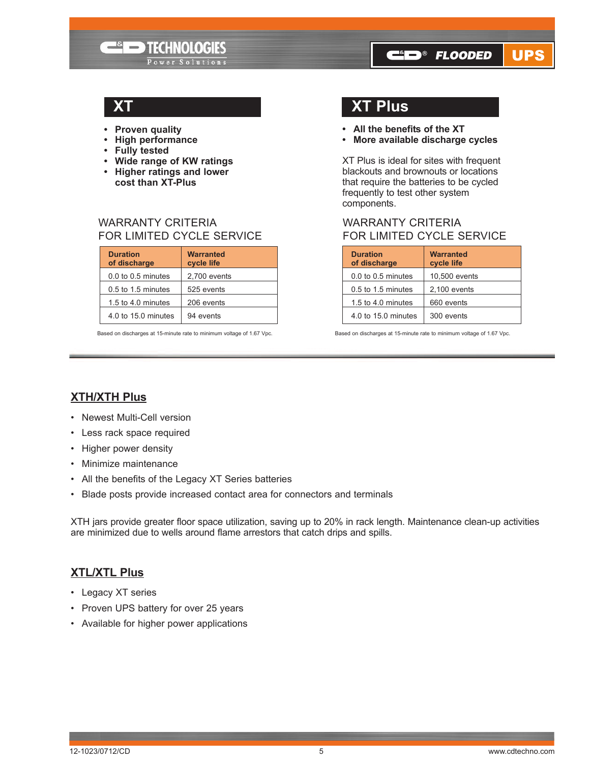## XT

- **Proven quality**
- **High performance**
- **Fully tested**
- **Wide range of KW ratings**
- **Higher ratings and lower cost than XT-Plus**

### WARRANTY CRITERIA FOR LIMITED CYCLE SERVICE

| Duration of discharge | Warranted cycle life |
|---|---|
| 0.0 to 0.5 minutes | 2,700 events |
| 0.5 to 1.5 minutes | 525 events |
| 1.5 to 4.0 minutes | 206 events |
| 4.0 to 15.0 minutes | 94 events |

Based on discharges at 15-minute rate to minimum voltage of 1.67 Vpc.

## XT Plus

- **All the benefits of the XT**
- **More available discharge cycles**

XT Plus is ideal for sites with frequent blackouts and brownouts or locations that require the batteries to be cycled frequently to test other system components.

### WARRANTY CRITERIA FOR LIMITED CYCLE SERVICE

| Duration of discharge | Warranted cycle life |
|---|---|
| 0.0 to 0.5 minutes | 10,500 events |
| 0.5 to 1.5 minutes | 2,100 events |
| 1.5 to 4.0 minutes | 660 events |
| 4.0 to 15.0 minutes | 300 events |

Based on discharges at 15-minute rate to minimum voltage of 1.67 Vpc.

## XTH/XTH Plus

- Newest Multi-Cell version
- Less rack space required
- Higher power density
- Minimize maintenance
- All the benefits of the Legacy XT Series batteries
- Blade posts provide increased contact area for connectors and terminals

XTH jars provide greater floor space utilization, saving up to 20% in rack length. Maintenance clean-up activities are minimized due to wells around flame arrestors that catch drips and spills.

## XTL/XTL Plus

- Legacy XT series
- Proven UPS battery for over 25 years
- Available for higher power applications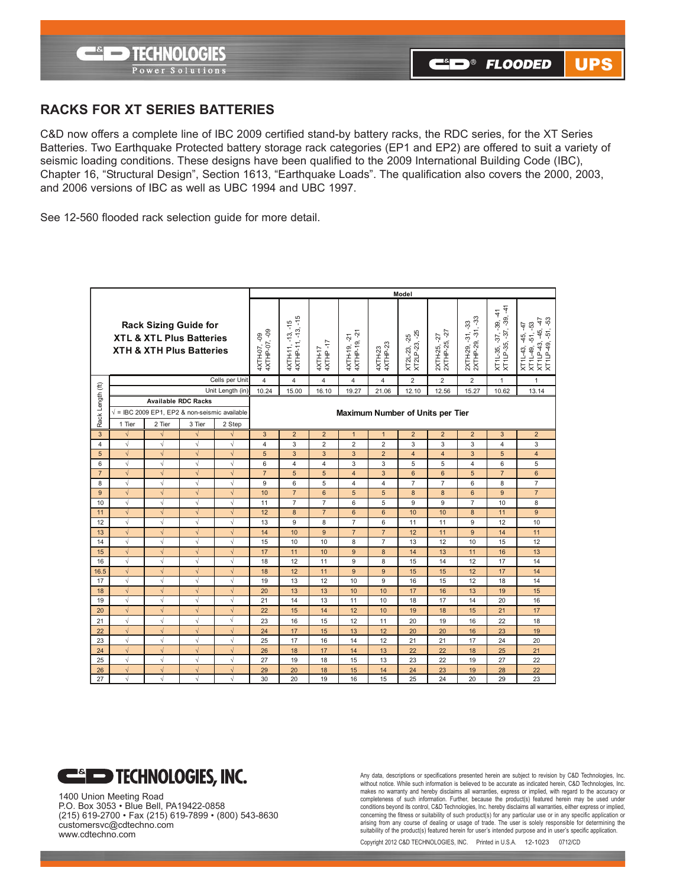# RACKS FOR XT SERIES BATTERIES

C&D now offers a complete line of IBC 2009 certified stand-by battery racks, the RDC series, for the XT Series Batteries. Two Earthquake Protected battery storage rack categories (EP1 and EP2) are offered to suit a variety of seismic loading conditions. These designs have been qualified to the 2009 International Building Code (IBC), Chapter 16, "Structural Design", Section 1613, "Earthquake Loads". The qualification also covers the 2000, 2003, and 2006 versions of IBC as well as UBC 1994 and UBC 1997.

See 12-560 flooded rack selection guide for more detail.

| Rack Sizing Guide for XTL & XTL Plus Batteries XTH & XTH Plus Batteries | | | | | Model | | | | | | | | | |
|---|---|---|---|---|---|---|---|---|---|---|---|---|---|---|
| | | | | | 4XTH-07, -09 4XTHP-07, -09 | 4XTH-11, -13, -15 4XTHP-11, -13, -15 | 4XTH-17 4XTHP-17 | 4XTH-19, -21 4XTHP-19, -21 | 4XTH-23 4XTHP-23 | XT2L-23, -25 XT2LP-23, -25 | 2XTH-25, -27 2XTHP-25, -27 | 2XTH-29, -31, -33 2XTHP-29, -31, -33 | XT1L-35, -37, -39, -41 XT1LP-35, -37, -39, -41 | XT1L-43, -45, -47 XT1L-49, -51, -53 XT1LP-43, -45, -47 XT1LP-49, -51, -53 |
| Rack Length (ft) | | | | Cells per Unit | 4 | 4 | 4 | 4 | 4 | 2 | 2 | 2 | 1 | 1 |
| | | | | Unit Length (in) | 10.24 | 15.00 | 16.10 | 19.27 | 21.06 | 12.10 | 12.56 | 15.27 | 10.62 | 13.14 |
| | Available RDC Racks √ = IBC 2009 EP1, EP2 & non-seismic available | | | | Maximum Number of Units per Tier | | | | | | | | | |
| | 1 Tier | 2 Tier | 3 Tier | 2 Step | | | | | | | | | | |
| 3 | √ | √ | √ | √ | 3 | 2 | 2 | 1 | 1 | 2 | 2 | 2 | 3 | 2 |
| 4 | √ | √ | √ | √ | 4 | 3 | 2 | 2 | 2 | 3 | 3 | 3 | 4 | 3 |
| 5 | √ | √ | √ | √ | 5 | 3 | 3 | 3 | 2 | 4 | 4 | 3 | 5 | 4 |
| 6 | √ | √ | √ | √ | 6 | 4 | 4 | 3 | 3 | 5 | 5 | 4 | 6 | 5 |
| 7 | √ | √ | √ | √ | 7 | 5 | 5 | 4 | 3 | 6 | 6 | 5 | 7 | 6 |
| 8 | √ | √ | √ | √ | 9 | 6 | 5 | 4 | 4 | 7 | 7 | 6 | 8 | 7 |
| 9 | √ | √ | √ | √ | 10 | 7 | 6 | 5 | 5 | 8 | 8 | 6 | 9 | 7 |
| 10 | √ | √ | √ | √ | 11 | 7 | 7 | 6 | 5 | 9 | 9 | 7 | 10 | 8 |
| 11 | √ | √ | √ | √ | 12 | 8 | 7 | 6 | 6 | 10 | 10 | 8 | 11 | 9 |
| 12 | √ | √ | √ | √ | 13 | 9 | 8 | 7 | 6 | 11 | 11 | 9 | 12 | 10 |
| 13 | √ | √ | √ | √ | 14 | 10 | 9 | 7 | 7 | 12 | 11 | 9 | 14 | 11 |
| 14 | √ | √ | √ | √ | 15 | 10 | 10 | 8 | 7 | 13 | 12 | 10 | 15 | 12 |
| 15 | √ | √ | √ | √ | 17 | 11 | 10 | 9 | 8 | 14 | 13 | 11 | 16 | 13 |
| 16 | √ | √ | √ | √ | 18 | 12 | 11 | 9 | 8 | 15 | 14 | 12 | 17 | 14 |
| 16.5 | √ | √ | √ | √ | 18 | 12 | 11 | 9 | 9 | 15 | 15 | 12 | 17 | 14 |
| 17 | √ | √ | √ | √ | 19 | 13 | 12 | 10 | 9 | 16 | 15 | 12 | 18 | 14 |
| 18 | √ | √ | √ | √ | 20 | 13 | 13 | 10 | 10 | 17 | 16 | 13 | 19 | 15 |
| 19 | √ | √ | √ | √ | 21 | 14 | 13 | 11 | 10 | 18 | 17 | 14 | 20 | 16 |
| 20 | √ | √ | √ | √ | 22 | 15 | 14 | 12 | 10 | 19 | 18 | 15 | 21 | 17 |
| 21 | √ | √ | √ | √ | 23 | 16 | 15 | 12 | 11 | 20 | 19 | 16 | 22 | 18 |
| 22 | √ | √ | √ | √ | 24 | 17 | 15 | 13 | 12 | 20 | 20 | 16 | 23 | 19 |
| 23 | √ | √ | √ | √ | 25 | 17 | 16 | 14 | 12 | 21 | 21 | 17 | 24 | 20 |
| 24 | √ | √ | √ | √ | 26 | 18 | 17 | 14 | 13 | 22 | 22 | 18 | 25 | 21 |
| 25 | √ | √ | √ | √ | 27 | 19 | 18 | 15 | 13 | 23 | 22 | 19 | 27 | 22 |
| 26 | √ | √ | √ | √ | 29 | 20 | 18 | 15 | 14 | 24 | 23 | 19 | 28 | 22 |
| 27 | √ | √ | √ | √ | 30 | 20 | 19 | 16 | 15 | 25 | 24 | 20 | 29 | 23 |

**C&D TECHNOLOGIES, INC.**

1400 Union Meeting Road
P.O. Box 3053 • Blue Bell, PA19422-0858
(215) 619-2700 • Fax (215) 619-7899 • (800) 543-8630
customersvc@cdtechno.com
www.cdtechno.com

Any data, descriptions or specifications presented herein are subject to revision by C&D Technologies, Inc. without notice. While such information is believed to be accurate as indicated herein, C&D Technologies, Inc. makes no warranty and hereby disclaims all warranties, express or implied, with regard to the accuracy or completeness of such information. Further, because the product(s) featured herein may be used under conditions beyond its control, C&D Technologies, Inc. hereby disclaims all warranties, either express or implied, concerning the fitness or suitability of such product(s) for any particular use or in any specific application or arising from any course of dealing or usage of trade. The user is solely responsible for determining the suitability of the product(s) featured herein for user's intended purpose and in user's specific application.

Copyright 2012 C&D TECHNOLOGIES, INC. Printed in U.S.A. 12-1023 0712/CD